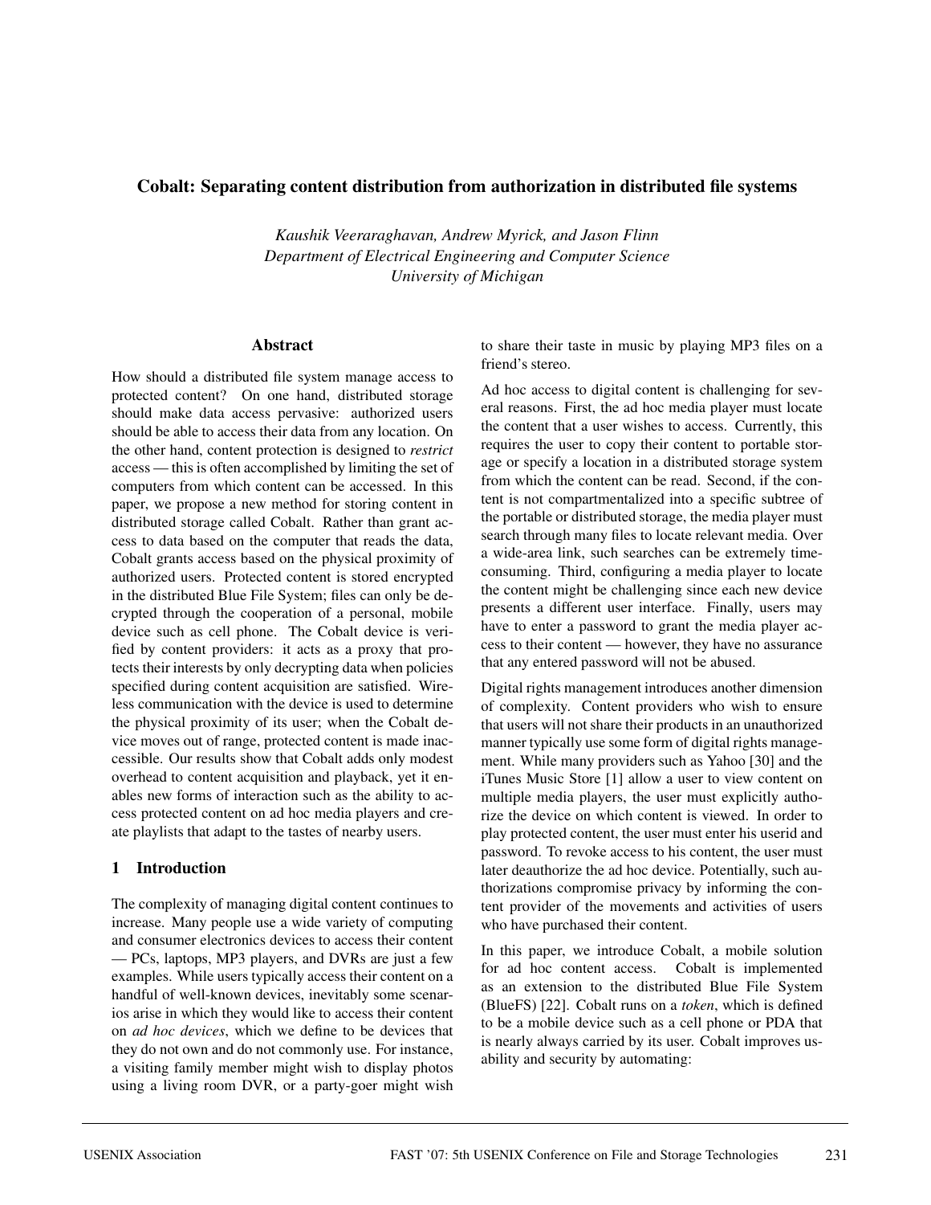# Cobalt: Separating content distribution from authorization in distributed file systems

*Kaushik Veeraraghavan, Andrew Myrick, and Jason Flinn*
*Department of Electrical Engineering and Computer Science*
*University of Michigan*

## Abstract

How should a distributed file system manage access to protected content? On one hand, distributed storage should make data access pervasive: authorized users should be able to access their data from any location. On the other hand, content protection is designed to *restrict* access — this is often accomplished by limiting the set of computers from which content can be accessed. In this paper, we propose a new method for storing content in distributed storage called Cobalt. Rather than grant access to data based on the computer that reads the data, Cobalt grants access based on the physical proximity of authorized users. Protected content is stored encrypted in the distributed Blue File System; files can only be decrypted through the cooperation of a personal, mobile device such as cell phone. The Cobalt device is verified by content providers: it acts as a proxy that protects their interests by only decrypting data when policies specified during content acquisition are satisfied. Wireless communication with the device is used to determine the physical proximity of its user; when the Cobalt device moves out of range, protected content is made inaccessible. Our results show that Cobalt adds only modest overhead to content acquisition and playback, yet it enables new forms of interaction such as the ability to access protected content on ad hoc media players and create playlists that adapt to the tastes of nearby users.

## 1 Introduction

The complexity of managing digital content continues to increase. Many people use a wide variety of computing and consumer electronics devices to access their content — PCs, laptops, MP3 players, and DVRs are just a few examples. While users typically access their content on a handful of well-known devices, inevitably some scenarios arise in which they would like to access their content on *ad hoc devices*, which we define to be devices that they do not own and do not commonly use. For instance, a visiting family member might wish to display photos using a living room DVR, or a party-goer might wish to share their taste in music by playing MP3 files on a friend's stereo.

Ad hoc access to digital content is challenging for several reasons. First, the ad hoc media player must locate the content that a user wishes to access. Currently, this requires the user to copy their content to portable storage or specify a location in a distributed storage system from which the content can be read. Second, if the content is not compartmentalized into a specific subtree of the portable or distributed storage, the media player must search through many files to locate relevant media. Over a wide-area link, such searches can be extremely time-consuming. Third, configuring a media player to locate the content might be challenging since each new device presents a different user interface. Finally, users may have to enter a password to grant the media player access to their content — however, they have no assurance that any entered password will not be abused.

Digital rights management introduces another dimension of complexity. Content providers who wish to ensure that users will not share their products in an unauthorized manner typically use some form of digital rights management. While many providers such as Yahoo [30] and the iTunes Music Store [1] allow a user to view content on multiple media players, the user must explicitly authorize the device on which content is viewed. In order to play protected content, the user must enter his userid and password. To revoke access to his content, the user must later deauthorize the ad hoc device. Potentially, such authorizations compromise privacy by informing the content provider of the movements and activities of users who have purchased their content.

In this paper, we introduce Cobalt, a mobile solution for ad hoc content access. Cobalt is implemented as an extension to the distributed Blue File System (BlueFS) [22]. Cobalt runs on a *token*, which is defined to be a mobile device such as a cell phone or PDA that is nearly always carried by its user. Cobalt improves usability and security by automating: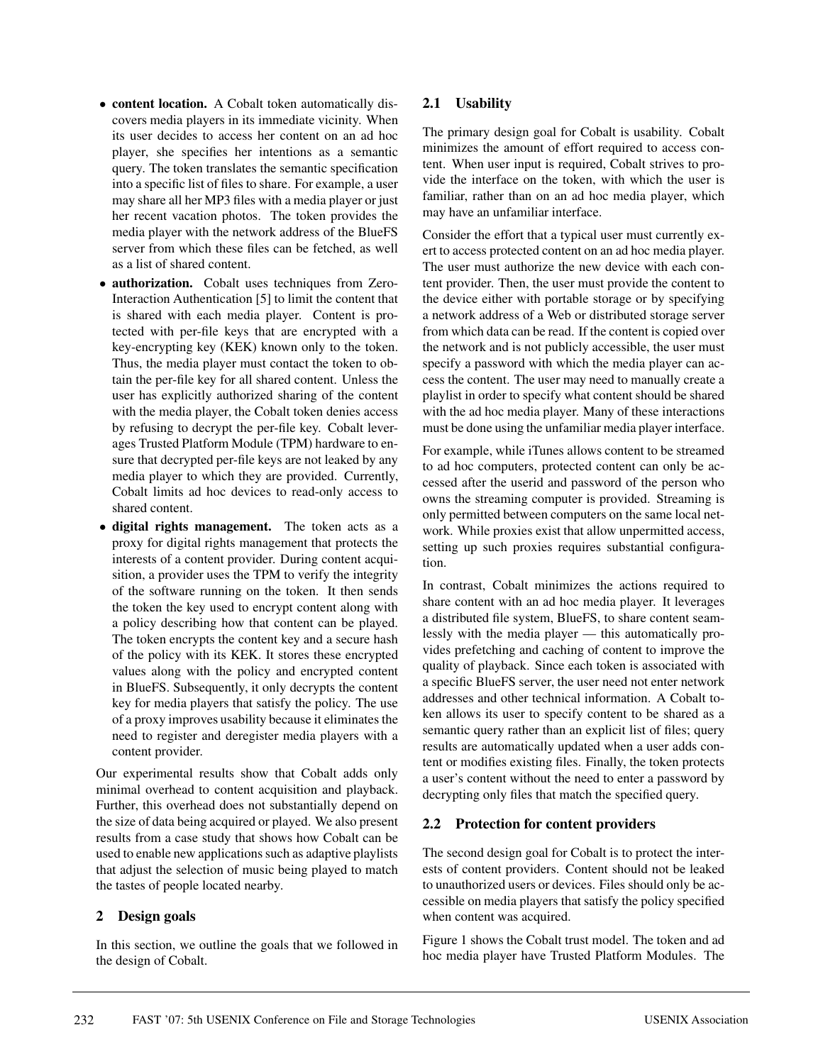- **content location.** A Cobalt token automatically discovers media players in its immediate vicinity. When its user decides to access her content on an ad hoc player, she specifies her intentions as a semantic query. The token translates the semantic specification into a specific list of files to share. For example, a user may share all her MP3 files with a media player or just her recent vacation photos. The token provides the media player with the network address of the BlueFS server from which these files can be fetched, as well as a list of shared content.
- **authorization.** Cobalt uses techniques from Zero-Interaction Authentication [5] to limit the content that is shared with each media player. Content is protected with per-file keys that are encrypted with a key-encrypting key (KEK) known only to the token. Thus, the media player must contact the token to obtain the per-file key for all shared content. Unless the user has explicitly authorized sharing of the content with the media player, the Cobalt token denies access by refusing to decrypt the per-file key. Cobalt leverages Trusted Platform Module (TPM) hardware to ensure that decrypted per-file keys are not leaked by any media player to which they are provided. Currently, Cobalt limits ad hoc devices to read-only access to shared content.
- **digital rights management.** The token acts as a proxy for digital rights management that protects the interests of a content provider. During content acquisition, a provider uses the TPM to verify the integrity of the software running on the token. It then sends the token the key used to encrypt content along with a policy describing how that content can be played. The token encrypts the content key and a secure hash of the policy with its KEK. It stores these encrypted values along with the policy and encrypted content in BlueFS. Subsequently, it only decrypts the content key for media players that satisfy the policy. The use of a proxy improves usability because it eliminates the need to register and deregister media players with a content provider.

Our experimental results show that Cobalt adds only minimal overhead to content acquisition and playback. Further, this overhead does not substantially depend on the size of data being acquired or played. We also present results from a case study that shows how Cobalt can be used to enable new applications such as adaptive playlists that adjust the selection of music being played to match the tastes of people located nearby.

## 2 Design goals

In this section, we outline the goals that we followed in the design of Cobalt.

### 2.1 Usability

The primary design goal for Cobalt is usability. Cobalt minimizes the amount of effort required to access content. When user input is required, Cobalt strives to provide the interface on the token, with which the user is familiar, rather than on an ad hoc media player, which may have an unfamiliar interface.

Consider the effort that a typical user must currently exert to access protected content on an ad hoc media player. The user must authorize the new device with each content provider. Then, the user must provide the content to the device either with portable storage or by specifying a network address of a Web or distributed storage server from which data can be read. If the content is copied over the network and is not publicly accessible, the user must specify a password with which the media player can access the content. The user may need to manually create a playlist in order to specify what content should be shared with the ad hoc media player. Many of these interactions must be done using the unfamiliar media player interface.

For example, while iTunes allows content to be streamed to ad hoc computers, protected content can only be accessed after the userid and password of the person who owns the streaming computer is provided. Streaming is only permitted between computers on the same local network. While proxies exist that allow unpermitted access, setting up such proxies requires substantial configuration.

In contrast, Cobalt minimizes the actions required to share content with an ad hoc media player. It leverages a distributed file system, BlueFS, to share content seamlessly with the media player — this automatically provides prefetching and caching of content to improve the quality of playback. Since each token is associated with a specific BlueFS server, the user need not enter network addresses and other technical information. A Cobalt token allows its user to specify content to be shared as a semantic query rather than an explicit list of files; query results are automatically updated when a user adds content or modifies existing files. Finally, the token protects a user's content without the need to enter a password by decrypting only files that match the specified query.

### 2.2 Protection for content providers

The second design goal for Cobalt is to protect the interests of content providers. Content should not be leaked to unauthorized users or devices. Files should only be accessible on media players that satisfy the policy specified when content was acquired.

Figure 1 shows the Cobalt trust model. The token and ad hoc media player have Trusted Platform Modules. The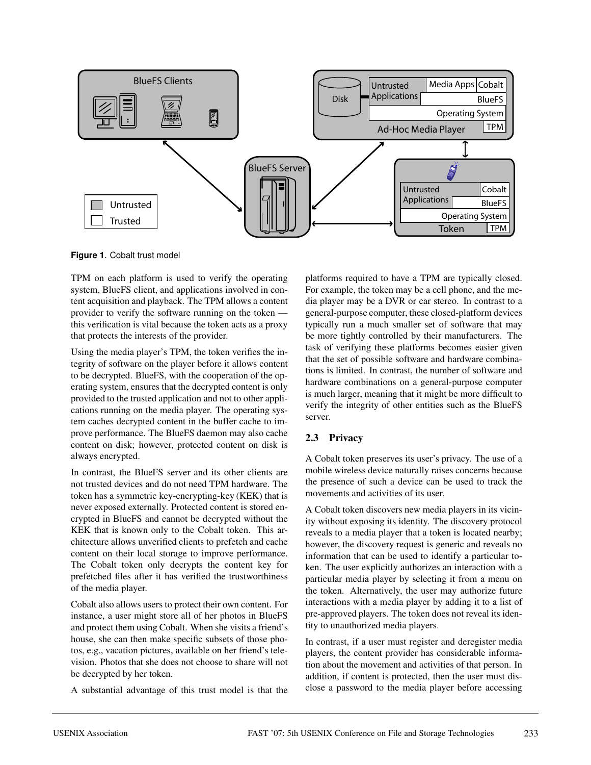**Figure 1**. Cobalt trust model

TPM on each platform is used to verify the operating system, BlueFS client, and applications involved in content acquisition and playback. The TPM allows a content provider to verify the software running on the token — this verification is vital because the token acts as a proxy that protects the interests of the provider.

Using the media player's TPM, the token verifies the integrity of software on the player before it allows content to be decrypted. BlueFS, with the cooperation of the operating system, ensures that the decrypted content is only provided to the trusted application and not to other applications running on the media player. The operating system caches decrypted content in the buffer cache to improve performance. The BlueFS daemon may also cache content on disk; however, protected content on disk is always encrypted.

In contrast, the BlueFS server and its other clients are not trusted devices and do not need TPM hardware. The token has a symmetric key-encrypting-key (KEK) that is never exposed externally. Protected content is stored encrypted in BlueFS and cannot be decrypted without the KEK that is known only to the Cobalt token. This architecture allows unverified clients to prefetch and cache content on their local storage to improve performance. The Cobalt token only decrypts the content key for prefetched files after it has verified the trustworthiness of the media player.

Cobalt also allows users to protect their own content. For instance, a user might store all of her photos in BlueFS and protect them using Cobalt. When she visits a friend's house, she can then make specific subsets of those photos, e.g., vacation pictures, available on her friend's television. Photos that she does not choose to share will not be decrypted by her token.

A substantial advantage of this trust model is that the platforms required to have a TPM are typically closed. For example, the token may be a cell phone, and the media player may be a DVR or car stereo. In contrast to a general-purpose computer, these closed-platform devices typically run a much smaller set of software that may be more tightly controlled by their manufacturers. The task of verifying these platforms becomes easier given that the set of possible software and hardware combinations is limited. In contrast, the number of software and hardware combinations on a general-purpose computer is much larger, meaning that it might be more difficult to verify the integrity of other entities such as the BlueFS server.

### 2.3 Privacy

A Cobalt token preserves its user's privacy. The use of a mobile wireless device naturally raises concerns because the presence of such a device can be used to track the movements and activities of its user.

A Cobalt token discovers new media players in its vicinity without exposing its identity. The discovery protocol reveals to a media player that a token is located nearby; however, the discovery request is generic and reveals no information that can be used to identify a particular token. The user explicitly authorizes an interaction with a particular media player by selecting it from a menu on the token. Alternatively, the user may authorize future interactions with a media player by adding it to a list of pre-approved players. The token does not reveal its identity to unauthorized media players.

In contrast, if a user must register and deregister media players, the content provider has considerable information about the movement and activities of that person. In addition, if content is protected, then the user must disclose a password to the media player before accessing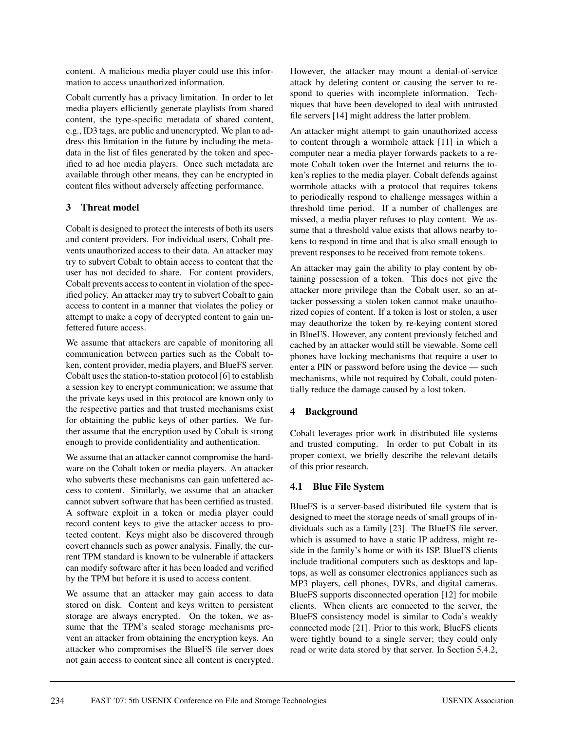content. A malicious media player could use this information to access unauthorized information.

Cobalt currently has a privacy limitation. In order to let media players efficiently generate playlists from shared content, the type-specific metadata of shared content, e.g., ID3 tags, are public and unencrypted. We plan to address this limitation in the future by including the metadata in the list of files generated by the token and specified to ad hoc media players. Once such metadata are available through other means, they can be encrypted in content files without adversely affecting performance.

## 3 Threat model

Cobalt is designed to protect the interests of both its users and content providers. For individual users, Cobalt prevents unauthorized access to their data. An attacker may try to subvert Cobalt to obtain access to content that the user has not decided to share. For content providers, Cobalt prevents access to content in violation of the specified policy. An attacker may try to subvert Cobalt to gain access to content in a manner that violates the policy or attempt to make a copy of decrypted content to gain unfettered future access.

We assume that attackers are capable of monitoring all communication between parties such as the Cobalt token, content provider, media players, and BlueFS server. Cobalt uses the station-to-station protocol [6] to establish a session key to encrypt communication; we assume that the private keys used in this protocol are known only to the respective parties and that trusted mechanisms exist for obtaining the public keys of other parties. We further assume that the encryption used by Cobalt is strong enough to provide confidentiality and authentication.

We assume that an attacker cannot compromise the hardware on the Cobalt token or media players. An attacker who subverts these mechanisms can gain unfettered access to content. Similarly, we assume that an attacker cannot subvert software that has been certified as trusted. A software exploit in a token or media player could record content keys to give the attacker access to protected content. Keys might also be discovered through covert channels such as power analysis. Finally, the current TPM standard is known to be vulnerable if attackers can modify software after it has been loaded and verified by the TPM but before it is used to access content.

We assume that an attacker may gain access to data stored on disk. Content and keys written to persistent storage are always encrypted. On the token, we assume that the TPM's sealed storage mechanisms prevent an attacker from obtaining the encryption keys. An attacker who compromises the BlueFS file server does not gain access to content since all content is encrypted. However, the attacker may mount a denial-of-service attack by deleting content or causing the server to respond to queries with incomplete information. Techniques that have been developed to deal with untrusted file servers [14] might address the latter problem.

An attacker might attempt to gain unauthorized access to content through a wormhole attack [11] in which a computer near a media player forwards packets to a remote Cobalt token over the Internet and returns the token's replies to the media player. Cobalt defends against wormhole attacks with a protocol that requires tokens to periodically respond to challenge messages within a threshold time period. If a number of challenges are missed, a media player refuses to play content. We assume that a threshold value exists that allows nearby tokens to respond in time and that is also small enough to prevent responses to be received from remote tokens.

An attacker may gain the ability to play content by obtaining possession of a token. This does not give the attacker more privilege than the Cobalt user, so an attacker possessing a stolen token cannot make unauthorized copies of content. If a token is lost or stolen, a user may deauthorize the token by re-keying content stored in BlueFS. However, any content previously fetched and cached by an attacker would still be viewable. Some cell phones have locking mechanisms that require a user to enter a PIN or password before using the device — such mechanisms, while not required by Cobalt, could potentially reduce the damage caused by a lost token.

## 4 Background

Cobalt leverages prior work in distributed file systems and trusted computing. In order to put Cobalt in its proper context, we briefly describe the relevant details of this prior research.

### 4.1 Blue File System

BlueFS is a server-based distributed file system that is designed to meet the storage needs of small groups of individuals such as a family [23]. The BlueFS file server, which is assumed to have a static IP address, might reside in the family's home or with its ISP. BlueFS clients include traditional computers such as desktops and laptops, as well as consumer electronics appliances such as MP3 players, cell phones, DVRs, and digital cameras. BlueFS supports disconnected operation [12] for mobile clients. When clients are connected to the server, the BlueFS consistency model is similar to Coda's weakly connected mode [21]. Prior to this work, BlueFS clients were tightly bound to a single server; they could only read or write data stored by that server. In Section 5.4.2,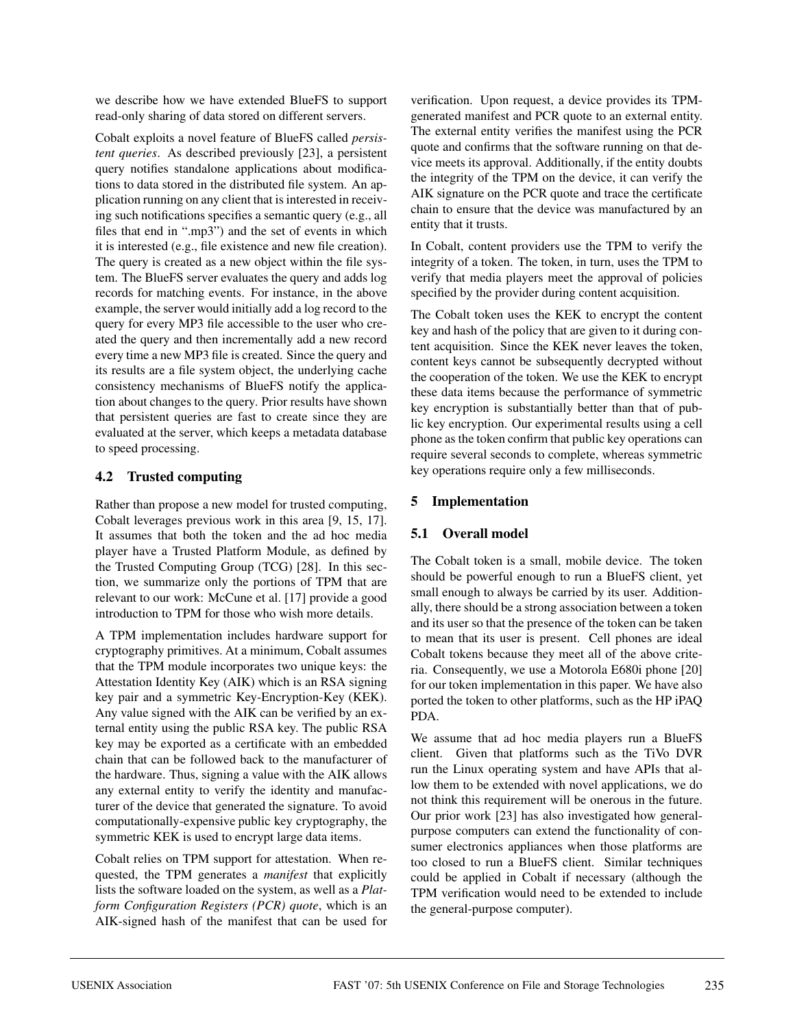we describe how we have extended BlueFS to support read-only sharing of data stored on different servers.

Cobalt exploits a novel feature of BlueFS called *persistent queries*. As described previously [23], a persistent query notifies standalone applications about modifications to data stored in the distributed file system. An application running on any client that is interested in receiving such notifications specifies a semantic query (e.g., all files that end in ".mp3") and the set of events in which it is interested (e.g., file existence and new file creation). The query is created as a new object within the file system. The BlueFS server evaluates the query and adds log records for matching events. For instance, in the above example, the server would initially add a log record to the query for every MP3 file accessible to the user who created the query and then incrementally add a new record every time a new MP3 file is created. Since the query and its results are a file system object, the underlying cache consistency mechanisms of BlueFS notify the application about changes to the query. Prior results have shown that persistent queries are fast to create since they are evaluated at the server, which keeps a metadata database to speed processing.

### 4.2 Trusted computing

Rather than propose a new model for trusted computing, Cobalt leverages previous work in this area [9, 15, 17]. It assumes that both the token and the ad hoc media player have a Trusted Platform Module, as defined by the Trusted Computing Group (TCG) [28]. In this section, we summarize only the portions of TPM that are relevant to our work: McCune et al. [17] provide a good introduction to TPM for those who wish more details.

A TPM implementation includes hardware support for cryptography primitives. At a minimum, Cobalt assumes that the TPM module incorporates two unique keys: the Attestation Identity Key (AIK) which is an RSA signing key pair and a symmetric Key-Encryption-Key (KEK). Any value signed with the AIK can be verified by an external entity using the public RSA key. The public RSA key may be exported as a certificate with an embedded chain that can be followed back to the manufacturer of the hardware. Thus, signing a value with the AIK allows any external entity to verify the identity and manufacturer of the device that generated the signature. To avoid computationally-expensive public key cryptography, the symmetric KEK is used to encrypt large data items.

Cobalt relies on TPM support for attestation. When requested, the TPM generates a *manifest* that explicitly lists the software loaded on the system, as well as a *Platform Configuration Registers (PCR) quote*, which is an AIK-signed hash of the manifest that can be used for verification. Upon request, a device provides its TPM-generated manifest and PCR quote to an external entity. The external entity verifies the manifest using the PCR quote and confirms that the software running on that device meets its approval. Additionally, if the entity doubts the integrity of the TPM on the device, it can verify the AIK signature on the PCR quote and trace the certificate chain to ensure that the device was manufactured by an entity that it trusts.

In Cobalt, content providers use the TPM to verify the integrity of a token. The token, in turn, uses the TPM to verify that media players meet the approval of policies specified by the provider during content acquisition.

The Cobalt token uses the KEK to encrypt the content key and hash of the policy that are given to it during content acquisition. Since the KEK never leaves the token, content keys cannot be subsequently decrypted without the cooperation of the token. We use the KEK to encrypt these data items because the performance of symmetric key encryption is substantially better than that of public key encryption. Our experimental results using a cell phone as the token confirm that public key operations can require several seconds to complete, whereas symmetric key operations require only a few milliseconds.

## 5 Implementation

### 5.1 Overall model

The Cobalt token is a small, mobile device. The token should be powerful enough to run a BlueFS client, yet small enough to always be carried by its user. Additionally, there should be a strong association between a token and its user so that the presence of the token can be taken to mean that its user is present. Cell phones are ideal Cobalt tokens because they meet all of the above criteria. Consequently, we use a Motorola E680i phone [20] for our token implementation in this paper. We have also ported the token to other platforms, such as the HP iPAQ PDA.

We assume that ad hoc media players run a BlueFS client. Given that platforms such as the TiVo DVR run the Linux operating system and have APIs that allow them to be extended with novel applications, we do not think this requirement will be onerous in the future. Our prior work [23] has also investigated how general-purpose computers can extend the functionality of consumer electronics appliances when those platforms are too closed to run a BlueFS client. Similar techniques could be applied in Cobalt if necessary (although the TPM verification would need to be extended to include the general-purpose computer).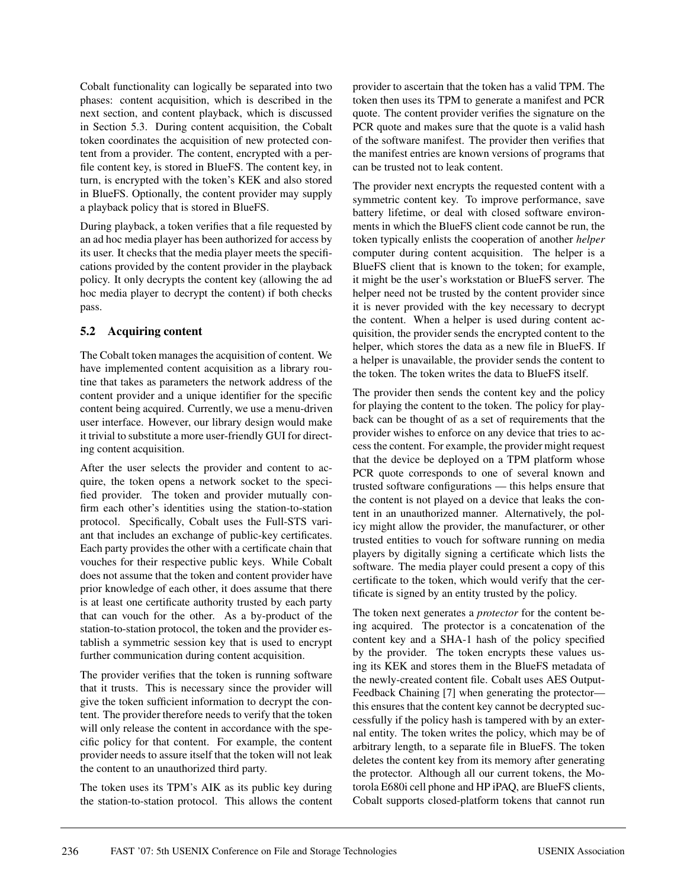Cobalt functionality can logically be separated into two phases: content acquisition, which is described in the next section, and content playback, which is discussed in Section 5.3. During content acquisition, the Cobalt token coordinates the acquisition of new protected content from a provider. The content, encrypted with a per-file content key, is stored in BlueFS. The content key, in turn, is encrypted with the token's KEK and also stored in BlueFS. Optionally, the content provider may supply a playback policy that is stored in BlueFS.

During playback, a token verifies that a file requested by an ad hoc media player has been authorized for access by its user. It checks that the media player meets the specifications provided by the content provider in the playback policy. It only decrypts the content key (allowing the ad hoc media player to decrypt the content) if both checks pass.

### 5.2 Acquiring content

The Cobalt token manages the acquisition of content. We have implemented content acquisition as a library routine that takes as parameters the network address of the content provider and a unique identifier for the specific content being acquired. Currently, we use a menu-driven user interface. However, our library design would make it trivial to substitute a more user-friendly GUI for directing content acquisition.

After the user selects the provider and content to acquire, the token opens a network socket to the specified provider. The token and provider mutually confirm each other's identities using the station-to-station protocol. Specifically, Cobalt uses the Full-STS variant that includes an exchange of public-key certificates. Each party provides the other with a certificate chain that vouches for their respective public keys. While Cobalt does not assume that the token and content provider have prior knowledge of each other, it does assume that there is at least one certificate authority trusted by each party that can vouch for the other. As a by-product of the station-to-station protocol, the token and the provider establish a symmetric session key that is used to encrypt further communication during content acquisition.

The provider verifies that the token is running software that it trusts. This is necessary since the provider will give the token sufficient information to decrypt the content. The provider therefore needs to verify that the token will only release the content in accordance with the specific policy for that content. For example, the content provider needs to assure itself that the token will not leak the content to an unauthorized third party.

The token uses its TPM's AIK as its public key during the station-to-station protocol. This allows the content provider to ascertain that the token has a valid TPM. The token then uses its TPM to generate a manifest and PCR quote. The content provider verifies the signature on the PCR quote and makes sure that the quote is a valid hash of the software manifest. The provider then verifies that the manifest entries are known versions of programs that can be trusted not to leak content.

The provider next encrypts the requested content with a symmetric content key. To improve performance, save battery lifetime, or deal with closed software environments in which the BlueFS client code cannot be run, the token typically enlists the cooperation of another *helper* computer during content acquisition. The helper is a BlueFS client that is known to the token; for example, it might be the user's workstation or BlueFS server. The helper need not be trusted by the content provider since it is never provided with the key necessary to decrypt the content. When a helper is used during content acquisition, the provider sends the encrypted content to the helper, which stores the data as a new file in BlueFS. If a helper is unavailable, the provider sends the content to the token. The token writes the data to BlueFS itself.

The provider then sends the content key and the policy for playing the content to the token. The policy for playback can be thought of as a set of requirements that the provider wishes to enforce on any device that tries to access the content. For example, the provider might request that the device be deployed on a TPM platform whose PCR quote corresponds to one of several known and trusted software configurations — this helps ensure that the content is not played on a device that leaks the content in an unauthorized manner. Alternatively, the policy might allow the provider, the manufacturer, or other trusted entities to vouch for software running on media players by digitally signing a certificate which lists the software. The media player could present a copy of this certificate to the token, which would verify that the certificate is signed by an entity trusted by the policy.

The token next generates a *protector* for the content being acquired. The protector is a concatenation of the content key and a SHA-1 hash of the policy specified by the provider. The token encrypts these values using its KEK and stores them in the BlueFS metadata of the newly-created content file. Cobalt uses AES Output-Feedback Chaining [7] when generating the protector—this ensures that the content key cannot be decrypted successfully if the policy hash is tampered with by an external entity. The token writes the policy, which may be of arbitrary length, to a separate file in BlueFS. The token deletes the content key from its memory after generating the protector. Although all our current tokens, the Motorola E680i cell phone and HP iPAQ, are BlueFS clients, Cobalt supports closed-platform tokens that cannot run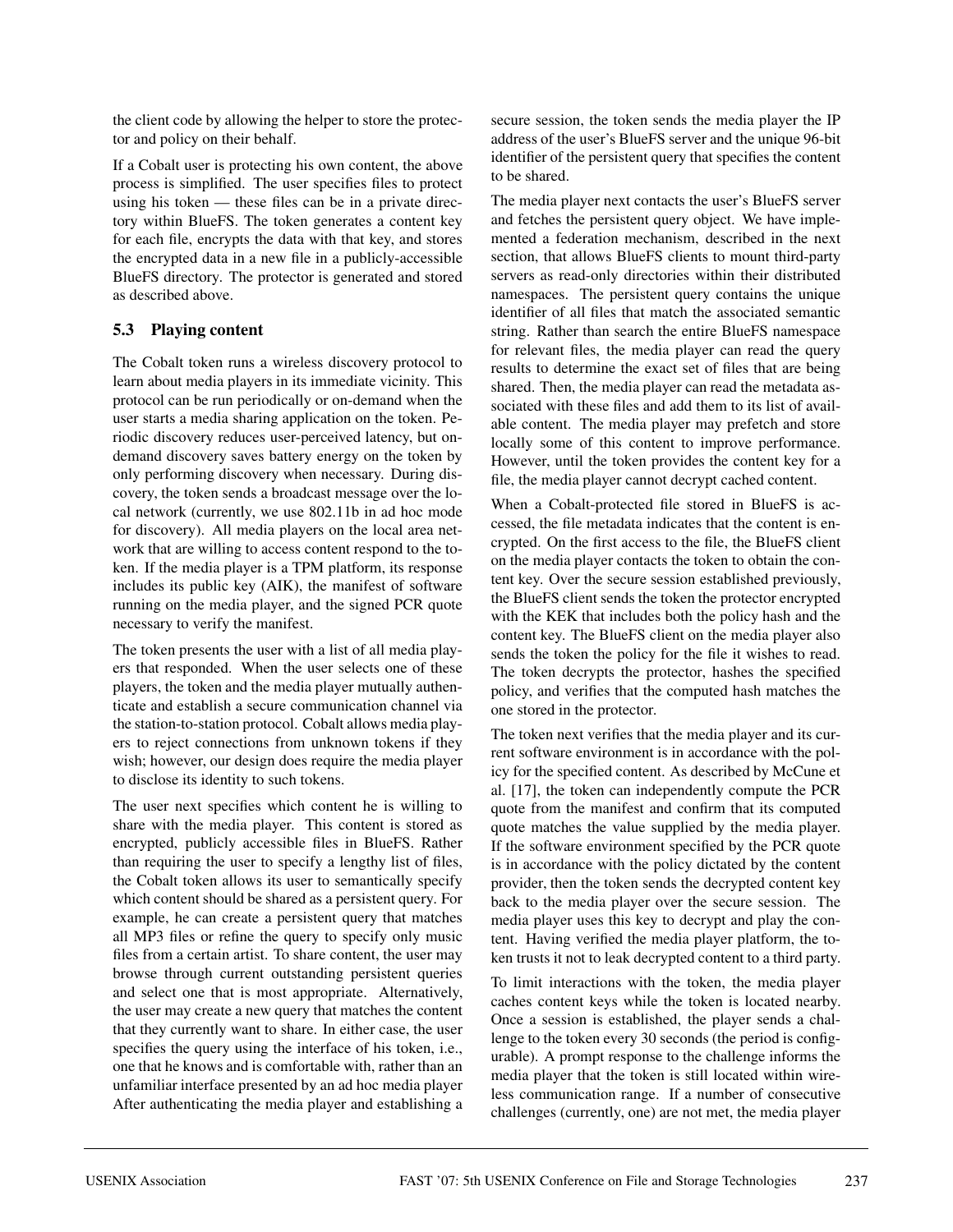the client code by allowing the helper to store the protector and policy on their behalf.

If a Cobalt user is protecting his own content, the above process is simplified. The user specifies files to protect using his token — these files can be in a private directory within BlueFS. The token generates a content key for each file, encrypts the data with that key, and stores the encrypted data in a new file in a publicly-accessible BlueFS directory. The protector is generated and stored as described above.

### 5.3 Playing content

The Cobalt token runs a wireless discovery protocol to learn about media players in its immediate vicinity. This protocol can be run periodically or on-demand when the user starts a media sharing application on the token. Periodic discovery reduces user-perceived latency, but on-demand discovery saves battery energy on the token by only performing discovery when necessary. During discovery, the token sends a broadcast message over the local network (currently, we use 802.11b in ad hoc mode for discovery). All media players on the local area network that are willing to access content respond to the token. If the media player is a TPM platform, its response includes its public key (AIK), the manifest of software running on the media player, and the signed PCR quote necessary to verify the manifest.

The token presents the user with a list of all media players that responded. When the user selects one of these players, the token and the media player mutually authenticate and establish a secure communication channel via the station-to-station protocol. Cobalt allows media players to reject connections from unknown tokens if they wish; however, our design does require the media player to disclose its identity to such tokens.

The user next specifies which content he is willing to share with the media player. This content is stored as encrypted, publicly accessible files in BlueFS. Rather than requiring the user to specify a lengthy list of files, the Cobalt token allows its user to semantically specify which content should be shared as a persistent query. For example, he can create a persistent query that matches all MP3 files or refine the query to specify only music files from a certain artist. To share content, the user may browse through current outstanding persistent queries and select one that is most appropriate. Alternatively, the user may create a new query that matches the content that they currently want to share. In either case, the user specifies the query using the interface of his token, i.e., one that he knows and is comfortable with, rather than an unfamiliar interface presented by an ad hoc media player After authenticating the media player and establishing a secure session, the token sends the media player the IP address of the user's BlueFS server and the unique 96-bit identifier of the persistent query that specifies the content to be shared.

The media player next contacts the user's BlueFS server and fetches the persistent query object. We have implemented a federation mechanism, described in the next section, that allows BlueFS clients to mount third-party servers as read-only directories within their distributed namespaces. The persistent query contains the unique identifier of all files that match the associated semantic string. Rather than search the entire BlueFS namespace for relevant files, the media player can read the query results to determine the exact set of files that are being shared. Then, the media player can read the metadata associated with these files and add them to its list of available content. The media player may prefetch and store locally some of this content to improve performance. However, until the token provides the content key for a file, the media player cannot decrypt cached content.

When a Cobalt-protected file stored in BlueFS is accessed, the file metadata indicates that the content is encrypted. On the first access to the file, the BlueFS client on the media player contacts the token to obtain the content key. Over the secure session established previously, the BlueFS client sends the token the protector encrypted with the KEK that includes both the policy hash and the content key. The BlueFS client on the media player also sends the token the policy for the file it wishes to read. The token decrypts the protector, hashes the specified policy, and verifies that the computed hash matches the one stored in the protector.

The token next verifies that the media player and its current software environment is in accordance with the policy for the specified content. As described by McCune et al. [17], the token can independently compute the PCR quote from the manifest and confirm that its computed quote matches the value supplied by the media player. If the software environment specified by the PCR quote is in accordance with the policy dictated by the content provider, then the token sends the decrypted content key back to the media player over the secure session. The media player uses this key to decrypt and play the content. Having verified the media player platform, the token trusts it not to leak decrypted content to a third party.

To limit interactions with the token, the media player caches content keys while the token is located nearby. Once a session is established, the player sends a challenge to the token every 30 seconds (the period is configurable). A prompt response to the challenge informs the media player that the token is still located within wireless communication range. If a number of consecutive challenges (currently, one) are not met, the media player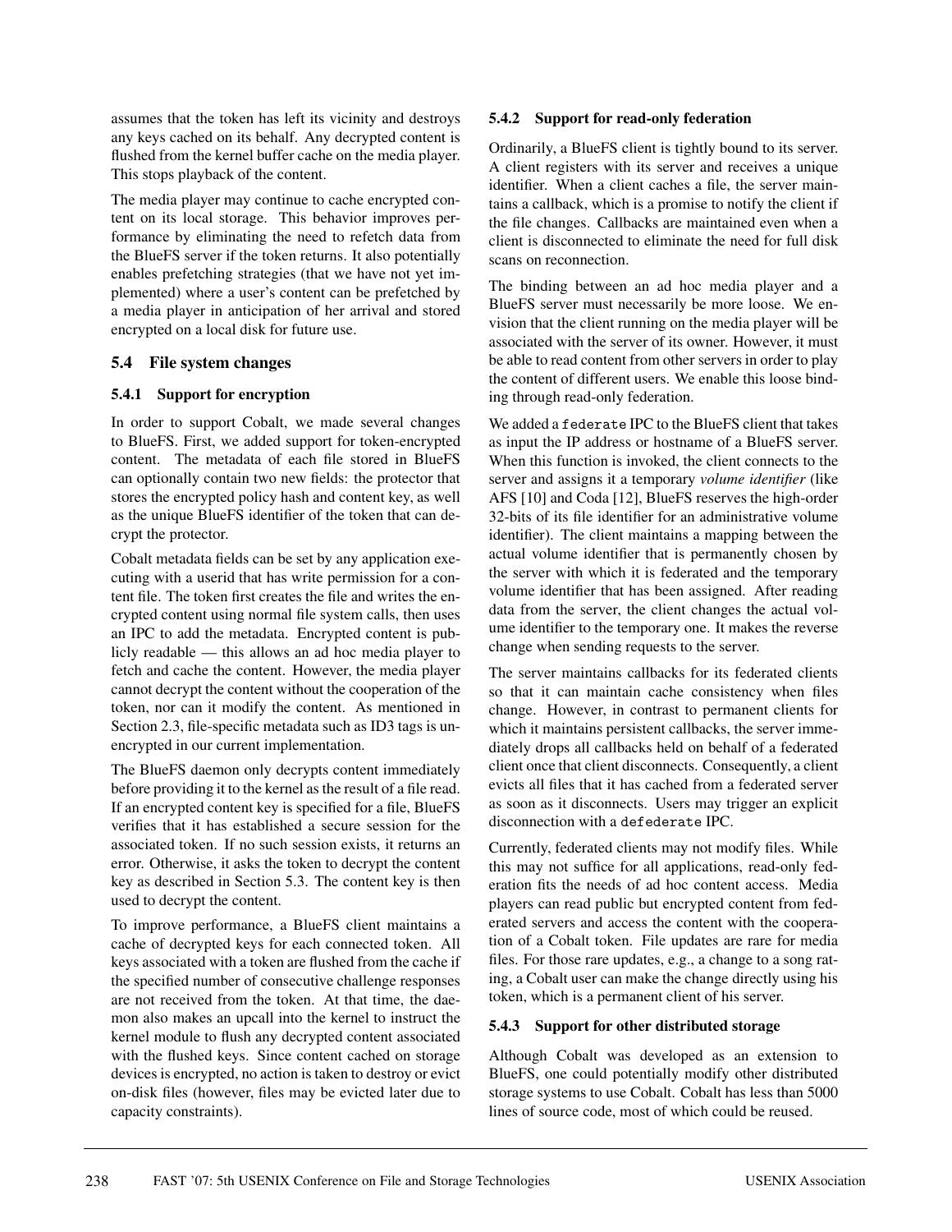assumes that the token has left its vicinity and destroys any keys cached on its behalf. Any decrypted content is flushed from the kernel buffer cache on the media player. This stops playback of the content.

The media player may continue to cache encrypted content on its local storage. This behavior improves performance by eliminating the need to refetch data from the BlueFS server if the token returns. It also potentially enables prefetching strategies (that we have not yet implemented) where a user's content can be prefetched by a media player in anticipation of her arrival and stored encrypted on a local disk for future use.

## 5.4 File system changes

### 5.4.1 Support for encryption

In order to support Cobalt, we made several changes to BlueFS. First, we added support for token-encrypted content. The metadata of each file stored in BlueFS can optionally contain two new fields: the protector that stores the encrypted policy hash and content key, as well as the unique BlueFS identifier of the token that can decrypt the protector.

Cobalt metadata fields can be set by any application executing with a userid that has write permission for a content file. The token first creates the file and writes the encrypted content using normal file system calls, then uses an IPC to add the metadata. Encrypted content is publicly readable — this allows an ad hoc media player to fetch and cache the content. However, the media player cannot decrypt the content without the cooperation of the token, nor can it modify the content. As mentioned in Section 2.3, file-specific metadata such as ID3 tags is unencrypted in our current implementation.

The BlueFS daemon only decrypts content immediately before providing it to the kernel as the result of a file read. If an encrypted content key is specified for a file, BlueFS verifies that it has established a secure session for the associated token. If no such session exists, it returns an error. Otherwise, it asks the token to decrypt the content key as described in Section 5.3. The content key is then used to decrypt the content.

To improve performance, a BlueFS client maintains a cache of decrypted keys for each connected token. All keys associated with a token are flushed from the cache if the specified number of consecutive challenge responses are not received from the token. At that time, the daemon also makes an upcall into the kernel to instruct the kernel module to flush any decrypted content associated with the flushed keys. Since content cached on storage devices is encrypted, no action is taken to destroy or evict on-disk files (however, files may be evicted later due to capacity constraints).

### 5.4.2 Support for read-only federation

Ordinarily, a BlueFS client is tightly bound to its server. A client registers with its server and receives a unique identifier. When a client caches a file, the server maintains a callback, which is a promise to notify the client if the file changes. Callbacks are maintained even when a client is disconnected to eliminate the need for full disk scans on reconnection.

The binding between an ad hoc media player and a BlueFS server must necessarily be more loose. We envision that the client running on the media player will be associated with the server of its owner. However, it must be able to read content from other servers in order to play the content of different users. We enable this loose binding through read-only federation.

We added a `federate` IPC to the BlueFS client that takes as input the IP address or hostname of a BlueFS server. When this function is invoked, the client connects to the server and assigns it a temporary *volume identifier* (like AFS [10] and Coda [12], BlueFS reserves the high-order 32-bits of its file identifier for an administrative volume identifier). The client maintains a mapping between the actual volume identifier that is permanently chosen by the server with which it is federated and the temporary volume identifier that has been assigned. After reading data from the server, the client changes the actual volume identifier to the temporary one. It makes the reverse change when sending requests to the server.

The server maintains callbacks for its federated clients so that it can maintain cache consistency when files change. However, in contrast to permanent clients for which it maintains persistent callbacks, the server immediately drops all callbacks held on behalf of a federated client once that client disconnects. Consequently, a client evicts all files that it has cached from a federated server as soon as it disconnects. Users may trigger an explicit disconnection with a `defederate` IPC.

Currently, federated clients may not modify files. While this may not suffice for all applications, read-only federation fits the needs of ad hoc content access. Media players can read public but encrypted content from federated servers and access the content with the cooperation of a Cobalt token. File updates are rare for media files. For those rare updates, e.g., a change to a song rating, a Cobalt user can make the change directly using his token, which is a permanent client of his server.

### 5.4.3 Support for other distributed storage

Although Cobalt was developed as an extension to BlueFS, one could potentially modify other distributed storage systems to use Cobalt. Cobalt has less than 5000 lines of source code, most of which could be reused.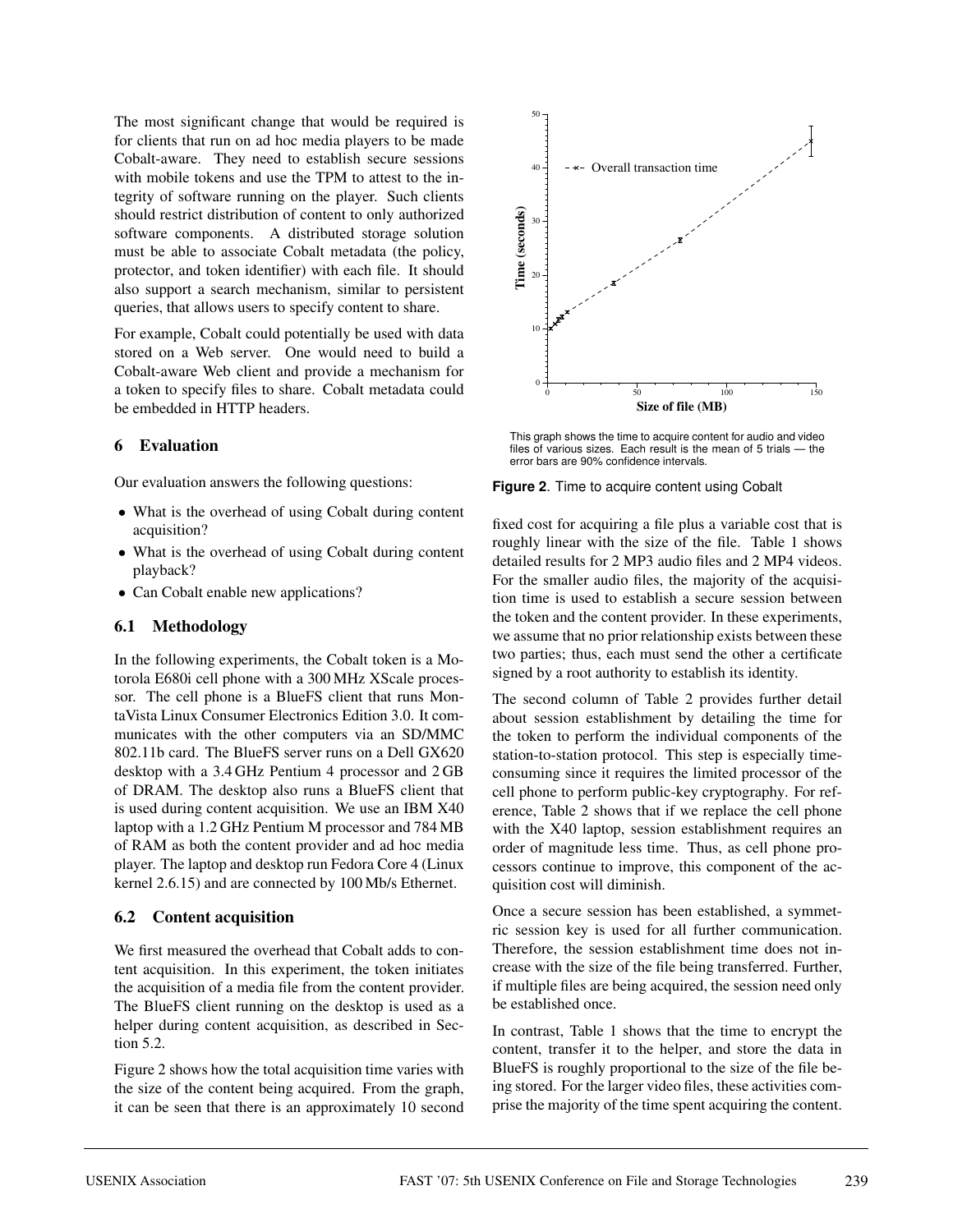The most significant change that would be required is for clients that run on ad hoc media players to be made Cobalt-aware. They need to establish secure sessions with mobile tokens and use the TPM to attest to the integrity of software running on the player. Such clients should restrict distribution of content to only authorized software components. A distributed storage solution must be able to associate Cobalt metadata (the policy, protector, and token identifier) with each file. It should also support a search mechanism, similar to persistent queries, that allows users to specify content to share.

For example, Cobalt could potentially be used with data stored on a Web server. One would need to build a Cobalt-aware Web client and provide a mechanism for a token to specify files to share. Cobalt metadata could be embedded in HTTP headers.

## 6 Evaluation

Our evaluation answers the following questions:

- What is the overhead of using Cobalt during content acquisition?
- What is the overhead of using Cobalt during content playback?
- Can Cobalt enable new applications?

### 6.1 Methodology

In the following experiments, the Cobalt token is a Motorola E680i cell phone with a 300 MHz XScale processor. The cell phone is a BlueFS client that runs MontaVista Linux Consumer Electronics Edition 3.0. It communicates with the other computers via an SD/MMC 802.11b card. The BlueFS server runs on a Dell GX620 desktop with a 3.4 GHz Pentium 4 processor and 2 GB of DRAM. The desktop also runs a BlueFS client that is used during content acquisition. We use an IBM X40 laptop with a 1.2 GHz Pentium M processor and 784 MB of RAM as both the content provider and ad hoc media player. The laptop and desktop run Fedora Core 4 (Linux kernel 2.6.15) and are connected by 100 Mb/s Ethernet.

### 6.2 Content acquisition

We first measured the overhead that Cobalt adds to content acquisition. In this experiment, the token initiates the acquisition of a media file from the content provider. The BlueFS client running on the desktop is used as a helper during content acquisition, as described in Section 5.2.

Figure 2 shows how the total acquisition time varies with the size of the content being acquired. From the graph, it can be seen that there is an approximately 10 second fixed cost for acquiring a file plus a variable cost that is roughly linear with the size of the file. Table 1 shows detailed results for 2 MP3 audio files and 2 MP4 videos. For the smaller audio files, the majority of the acquisition time is used to establish a secure session between the token and the content provider. In these experiments, we assume that no prior relationship exists between these two parties; thus, each must send the other a certificate signed by a root authority to establish its identity.

This graph shows the time to acquire content for audio and video files of various sizes. Each result is the mean of 5 trials — the error bars are 90% confidence intervals.

**Figure 2**. Time to acquire content using Cobalt

The second column of Table 2 provides further detail about session establishment by detailing the time for the token to perform the individual components of the station-to-station protocol. This step is especially time-consuming since it requires the limited processor of the cell phone to perform public-key cryptography. For reference, Table 2 shows that if we replace the cell phone with the X40 laptop, session establishment requires an order of magnitude less time. Thus, as cell phone processors continue to improve, this component of the acquisition cost will diminish.

Once a secure session has been established, a symmetric session key is used for all further communication. Therefore, the session establishment time does not increase with the size of the file being transferred. Further, if multiple files are being acquired, the session need only be established once.

In contrast, Table 1 shows that the time to encrypt the content, transfer it to the helper, and store the data in BlueFS is roughly proportional to the size of the file being stored. For the larger video files, these activities comprise the majority of the time spent acquiring the content.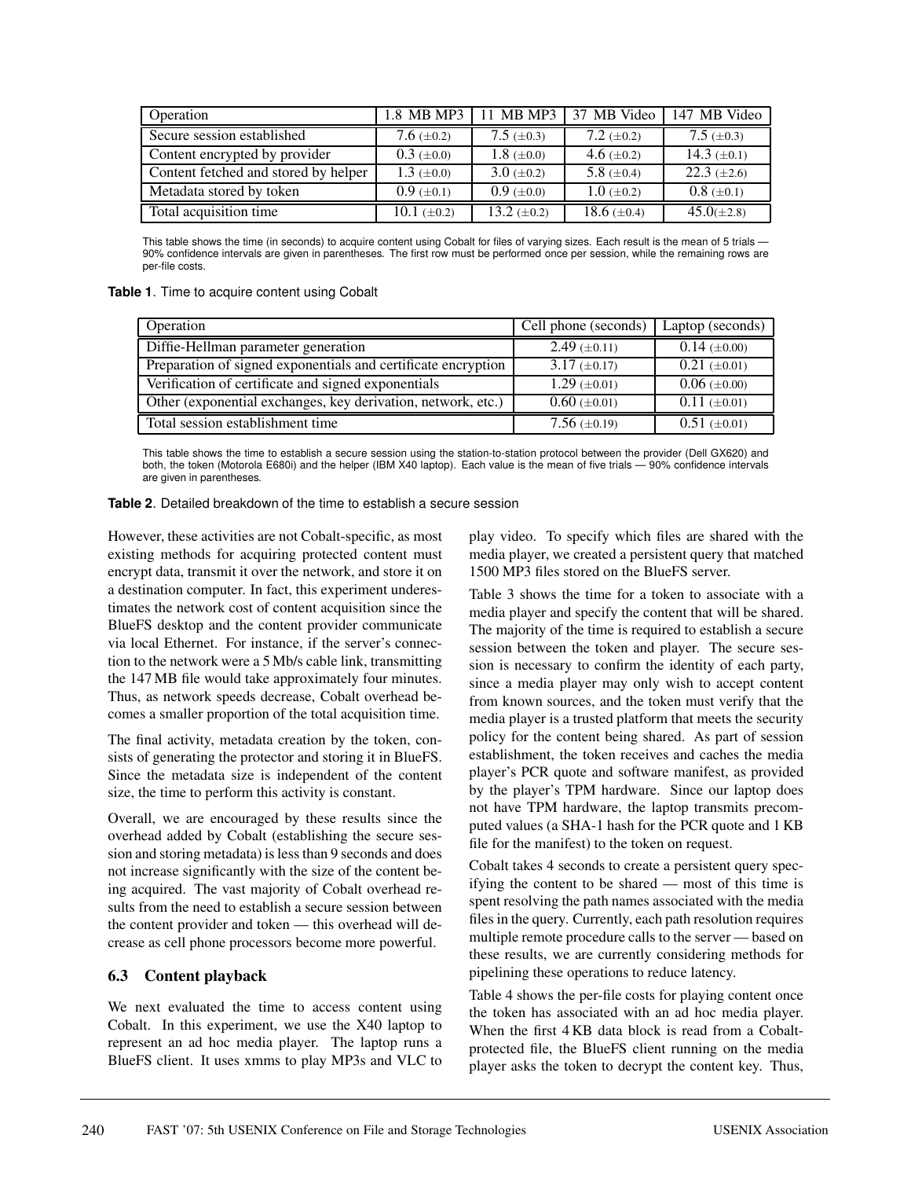| Operation | 1.8 MB MP3 | 11 MB MP3 | 37 MB Video | 147 MB Video |
|---|---|---|---|---|
| Secure session established | 7.6 (±0.2) | 7.5 (±0.3) | 7.2 (±0.2) | 7.5 (±0.3) |
| Content encrypted by provider | 0.3 (±0.0) | 1.8 (±0.0) | 4.6 (±0.2) | 14.3 (±0.1) |
| Content fetched and stored by helper | 1.3 (±0.0) | 3.0 (±0.2) | 5.8 (±0.4) | 22.3 (±2.6) |
| Metadata stored by token | 0.9 (±0.1) | 0.9 (±0.0) | 1.0 (±0.2) | 0.8 (±0.1) |
| Total acquisition time | 10.1 (±0.2) | 13.2 (±0.2) | 18.6 (±0.4) | 45.0(±2.8) |

This table shows the time (in seconds) to acquire content using Cobalt for files of varying sizes. Each result is the mean of 5 trials — 90% confidence intervals are given in parentheses. The first row must be performed once per session, while the remaining rows are per-file costs.

**Table 1**. Time to acquire content using Cobalt

| Operation | Cell phone (seconds) | Laptop (seconds) |
|---|---|---|
| Diffie-Hellman parameter generation | 2.49 (±0.11) | 0.14 (±0.00) |
| Preparation of signed exponentials and certificate encryption | 3.17 (±0.17) | 0.21 (±0.01) |
| Verification of certificate and signed exponentials | 1.29 (±0.01) | 0.06 (±0.00) |
| Other (exponential exchanges, key derivation, network, etc.) | 0.60 (±0.01) | 0.11 (±0.01) |
| Total session establishment time | 7.56 (±0.19) | 0.51 (±0.01) |

This table shows the time to establish a secure session using the station-to-station protocol between the provider (Dell GX620) and both, the token (Motorola E680i) and the helper (IBM X40 laptop). Each value is the mean of five trials — 90% confidence intervals are given in parentheses.

**Table 2**. Detailed breakdown of the time to establish a secure session

However, these activities are not Cobalt-specific, as most existing methods for acquiring protected content must encrypt data, transmit it over the network, and store it on a destination computer. In fact, this experiment underestimates the network cost of content acquisition since the BlueFS desktop and the content provider communicate via local Ethernet. For instance, if the server's connection to the network were a 5 Mb/s cable link, transmitting the 147 MB file would take approximately four minutes. Thus, as network speeds decrease, Cobalt overhead becomes a smaller proportion of the total acquisition time.

The final activity, metadata creation by the token, consists of generating the protector and storing it in BlueFS. Since the metadata size is independent of the content size, the time to perform this activity is constant.

Overall, we are encouraged by these results since the overhead added by Cobalt (establishing the secure session and storing metadata) is less than 9 seconds and does not increase significantly with the size of the content being acquired. The vast majority of Cobalt overhead results from the need to establish a secure session between the content provider and token — this overhead will decrease as cell phone processors become more powerful.

### 6.3 Content playback

We next evaluated the time to access content using Cobalt. In this experiment, we use the X40 laptop to represent an ad hoc media player. The laptop runs a BlueFS client. It uses xmms to play MP3s and VLC to play video. To specify which files are shared with the media player, we created a persistent query that matched 1500 MP3 files stored on the BlueFS server.

Table 3 shows the time for a token to associate with a media player and specify the content that will be shared. The majority of the time is required to establish a secure session between the token and player. The secure session is necessary to confirm the identity of each party, since a media player may only wish to accept content from known sources, and the token must verify that the media player is a trusted platform that meets the security policy for the content being shared. As part of session establishment, the token receives and caches the media player's PCR quote and software manifest, as provided by the player's TPM hardware. Since our laptop does not have TPM hardware, the laptop transmits precomputed values (a SHA-1 hash for the PCR quote and 1 KB file for the manifest) to the token on request.

Cobalt takes 4 seconds to create a persistent query specifying the content to be shared — most of this time is spent resolving the path names associated with the media files in the query. Currently, each path resolution requires multiple remote procedure calls to the server — based on these results, we are currently considering methods for pipelining these operations to reduce latency.

Table 4 shows the per-file costs for playing content once the token has associated with an ad hoc media player. When the first 4 KB data block is read from a Cobalt-protected file, the BlueFS client running on the media player asks the token to decrypt the content key. Thus,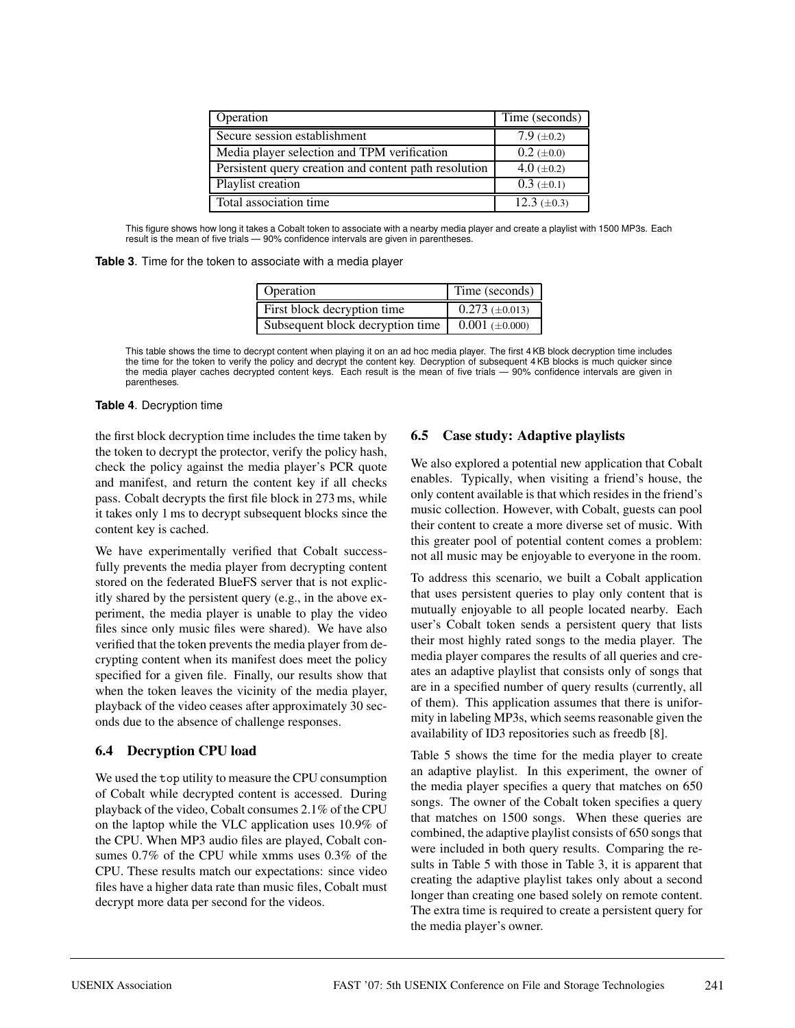| Operation | Time (seconds) |
|---|---|
| Secure session establishment | 7.9 (±0.2) |
| Media player selection and TPM verification | 0.2 (±0.0) |
| Persistent query creation and content path resolution | 4.0 (±0.2) |
| Playlist creation | 0.3 (±0.1) |
| Total association time | 12.3 (±0.3) |

This figure shows how long it takes a Cobalt token to associate with a nearby media player and create a playlist with 1500 MP3s. Each result is the mean of five trials — 90% confidence intervals are given in parentheses.

**Table 3**. Time for the token to associate with a media player

| Operation | Time (seconds) |
|---|---|
| First block decryption time | 0.273 (±0.013) |
| Subsequent block decryption time | 0.001 (±0.000) |

This table shows the time to decrypt content when playing it on an ad hoc media player. The first 4 KB block decryption time includes the time for the token to verify the policy and decrypt the content key. Decryption of subsequent 4 KB blocks is much quicker since the media player caches decrypted content keys. Each result is the mean of five trials — 90% confidence intervals are given in parentheses.

**Table 4**. Decryption time

the first block decryption time includes the time taken by the token to decrypt the protector, verify the policy hash, check the policy against the media player's PCR quote and manifest, and return the content key if all checks pass. Cobalt decrypts the first file block in 273 ms, while it takes only 1 ms to decrypt subsequent blocks since the content key is cached.

We have experimentally verified that Cobalt successfully prevents the media player from decrypting content stored on the federated BlueFS server that is not explicitly shared by the persistent query (e.g., in the above experiment, the media player is unable to play the video files since only music files were shared). We have also verified that the token prevents the media player from decrypting content when its manifest does meet the policy specified for a given file. Finally, our results show that when the token leaves the vicinity of the media player, playback of the video ceases after approximately 30 seconds due to the absence of challenge responses.

### 6.4 Decryption CPU load

We used the `top` utility to measure the CPU consumption of Cobalt while decrypted content is accessed. During playback of the video, Cobalt consumes 2.1% of the CPU on the laptop while the VLC application uses 10.9% of the CPU. When MP3 audio files are played, Cobalt consumes 0.7% of the CPU while xmms uses 0.3% of the CPU. These results match our expectations: since video files have a higher data rate than music files, Cobalt must decrypt more data per second for the videos.

### 6.5 Case study: Adaptive playlists

We also explored a potential new application that Cobalt enables. Typically, when visiting a friend's house, the only content available is that which resides in the friend's music collection. However, with Cobalt, guests can pool their content to create a more diverse set of music. With this greater pool of potential content comes a problem: not all music may be enjoyable to everyone in the room.

To address this scenario, we built a Cobalt application that uses persistent queries to play only content that is mutually enjoyable to all people located nearby. Each user's Cobalt token sends a persistent query that lists their most highly rated songs to the media player. The media player compares the results of all queries and creates an adaptive playlist that consists only of songs that are in a specified number of query results (currently, all of them). This application assumes that there is uniformity in labeling MP3s, which seems reasonable given the availability of ID3 repositories such as freedb [8].

Table 5 shows the time for the media player to create an adaptive playlist. In this experiment, the owner of the media player specifies a query that matches on 650 songs. The owner of the Cobalt token specifies a query that matches on 1500 songs. When these queries are combined, the adaptive playlist consists of 650 songs that were included in both query results. Comparing the results in Table 5 with those in Table 3, it is apparent that creating the adaptive playlist takes only about a second longer than creating one based solely on remote content. The extra time is required to create a persistent query for the media player's owner.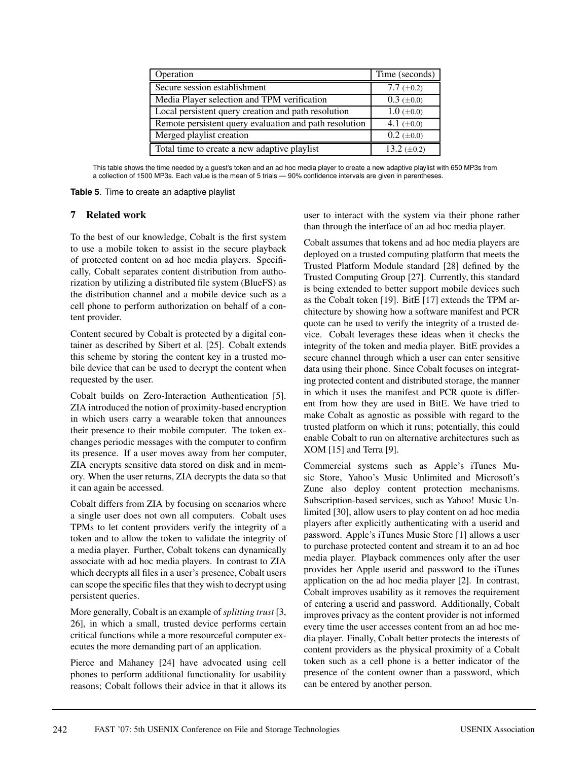| Operation | Time (seconds) |
| --- | --- |
| Secure session establishment | 7.7 (±0.2) |
| Media Player selection and TPM verification | 0.3 (±0.0) |
| Local persistent query creation and path resolution | 1.0 (±0.0) |
| Remote persistent query evaluation and path resolution | 4.1 (±0.0) |
| Merged playlist creation | 0.2 (±0.0) |
| Total time to create a new adaptive playlist | 13.2 (±0.2) |

This table shows the time needed by a guest's token and an ad hoc media player to create a new adaptive playlist with 650 MP3s from a collection of 1500 MP3s. Each value is the mean of 5 trials — 90% confidence intervals are given in parentheses.

**Table 5**. Time to create an adaptive playlist

## 7 Related work

To the best of our knowledge, Cobalt is the first system to use a mobile token to assist in the secure playback of protected content on ad hoc media players. Specifically, Cobalt separates content distribution from authorization by utilizing a distributed file system (BlueFS) as the distribution channel and a mobile device such as a cell phone to perform authorization on behalf of a content provider.

Content secured by Cobalt is protected by a digital container as described by Sibert et al. [25]. Cobalt extends this scheme by storing the content key in a trusted mobile device that can be used to decrypt the content when requested by the user.

Cobalt builds on Zero-Interaction Authentication [5]. ZIA introduced the notion of proximity-based encryption in which users carry a wearable token that announces their presence to their mobile computer. The token exchanges periodic messages with the computer to confirm its presence. If a user moves away from her computer, ZIA encrypts sensitive data stored on disk and in memory. When the user returns, ZIA decrypts the data so that it can again be accessed.

Cobalt differs from ZIA by focusing on scenarios where a single user does not own all computers. Cobalt uses TPMs to let content providers verify the integrity of a token and to allow the token to validate the integrity of a media player. Further, Cobalt tokens can dynamically associate with ad hoc media players. In contrast to ZIA which decrypts all files in a user's presence, Cobalt users can scope the specific files that they wish to decrypt using persistent queries.

More generally, Cobalt is an example of *splitting trust* [3, 26], in which a small, trusted device performs certain critical functions while a more resourceful computer executes the more demanding part of an application.

Pierce and Mahaney [24] have advocated using cell phones to perform additional functionality for usability reasons; Cobalt follows their advice in that it allows its user to interact with the system via their phone rather than through the interface of an ad hoc media player.

Cobalt assumes that tokens and ad hoc media players are deployed on a trusted computing platform that meets the Trusted Platform Module standard [28] defined by the Trusted Computing Group [27]. Currently, this standard is being extended to better support mobile devices such as the Cobalt token [19]. BitE [17] extends the TPM architecture by showing how a software manifest and PCR quote can be used to verify the integrity of a trusted device. Cobalt leverages these ideas when it checks the integrity of the token and media player. BitE provides a secure channel through which a user can enter sensitive data using their phone. Since Cobalt focuses on integrating protected content and distributed storage, the manner in which it uses the manifest and PCR quote is different from how they are used in BitE. We have tried to make Cobalt as agnostic as possible with regard to the trusted platform on which it runs; potentially, this could enable Cobalt to run on alternative architectures such as XOM [15] and Terra [9].

Commercial systems such as Apple's iTunes Music Store, Yahoo's Music Unlimited and Microsoft's Zune also deploy content protection mechanisms. Subscription-based services, such as Yahoo! Music Unlimited [30], allow users to play content on ad hoc media players after explicitly authenticating with a userid and password. Apple's iTunes Music Store [1] allows a user to purchase protected content and stream it to an ad hoc media player. Playback commences only after the user provides her Apple userid and password to the iTunes application on the ad hoc media player [2]. In contrast, Cobalt improves usability as it removes the requirement of entering a userid and password. Additionally, Cobalt improves privacy as the content provider is not informed every time the user accesses content from an ad hoc media player. Finally, Cobalt better protects the interests of content providers as the physical proximity of a Cobalt token such as a cell phone is a better indicator of the presence of the content owner than a password, which can be entered by another person.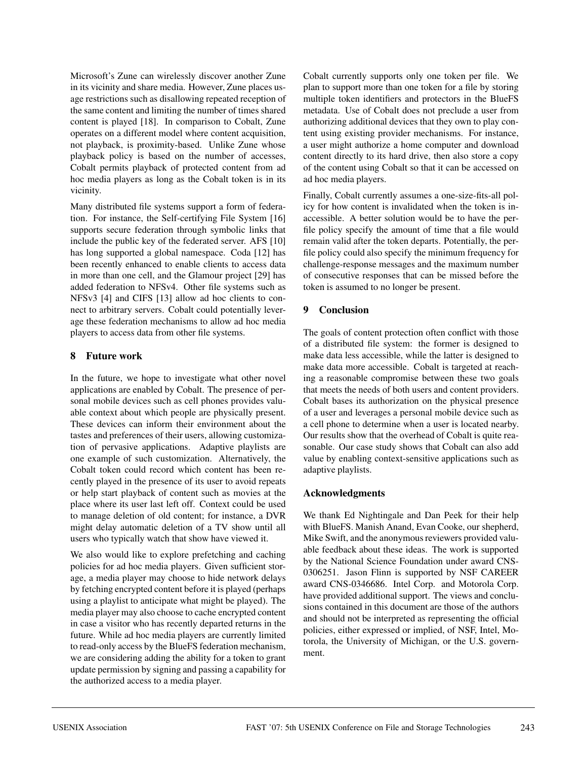Microsoft's Zune can wirelessly discover another Zune in its vicinity and share media. However, Zune places usage restrictions such as disallowing repeated reception of the same content and limiting the number of times shared content is played [18]. In comparison to Cobalt, Zune operates on a different model where content acquisition, not playback, is proximity-based. Unlike Zune whose playback policy is based on the number of accesses, Cobalt permits playback of protected content from ad hoc media players as long as the Cobalt token is in its vicinity.

Many distributed file systems support a form of federation. For instance, the Self-certifying File System [16] supports secure federation through symbolic links that include the public key of the federated server. AFS [10] has long supported a global namespace. Coda [12] has been recently enhanced to enable clients to access data in more than one cell, and the Glamour project [29] has added federation to NFSv4. Other file systems such as NFSv3 [4] and CIFS [13] allow ad hoc clients to connect to arbitrary servers. Cobalt could potentially leverage these federation mechanisms to allow ad hoc media players to access data from other file systems.

## 8 Future work

In the future, we hope to investigate what other novel applications are enabled by Cobalt. The presence of personal mobile devices such as cell phones provides valuable context about which people are physically present. These devices can inform their environment about the tastes and preferences of their users, allowing customization of pervasive applications. Adaptive playlists are one example of such customization. Alternatively, the Cobalt token could record which content has been recently played in the presence of its user to avoid repeats or help start playback of content such as movies at the place where its user last left off. Context could be used to manage deletion of old content; for instance, a DVR might delay automatic deletion of a TV show until all users who typically watch that show have viewed it.

We also would like to explore prefetching and caching policies for ad hoc media players. Given sufficient storage, a media player may choose to hide network delays by fetching encrypted content before it is played (perhaps using a playlist to anticipate what might be played). The media player may also choose to cache encrypted content in case a visitor who has recently departed returns in the future. While ad hoc media players are currently limited to read-only access by the BlueFS federation mechanism, we are considering adding the ability for a token to grant update permission by signing and passing a capability for the authorized access to a media player.

Cobalt currently supports only one token per file. We plan to support more than one token for a file by storing multiple token identifiers and protectors in the BlueFS metadata. Use of Cobalt does not preclude a user from authorizing additional devices that they own to play content using existing provider mechanisms. For instance, a user might authorize a home computer and download content directly to its hard drive, then also store a copy of the content using Cobalt so that it can be accessed on ad hoc media players.

Finally, Cobalt currently assumes a one-size-fits-all policy for how content is invalidated when the token is inaccessible. A better solution would be to have the per-file policy specify the amount of time that a file would remain valid after the token departs. Potentially, the per-file policy could also specify the minimum frequency for challenge-response messages and the maximum number of consecutive responses that can be missed before the token is assumed to no longer be present.

## 9 Conclusion

The goals of content protection often conflict with those of a distributed file system: the former is designed to make data less accessible, while the latter is designed to make data more accessible. Cobalt is targeted at reaching a reasonable compromise between these two goals that meets the needs of both users and content providers. Cobalt bases its authorization on the physical presence of a user and leverages a personal mobile device such as a cell phone to determine when a user is located nearby. Our results show that the overhead of Cobalt is quite reasonable. Our case study shows that Cobalt can also add value by enabling context-sensitive applications such as adaptive playlists.

## Acknowledgments

We thank Ed Nightingale and Dan Peek for their help with BlueFS. Manish Anand, Evan Cooke, our shepherd, Mike Swift, and the anonymous reviewers provided valuable feedback about these ideas. The work is supported by the National Science Foundation under award CNS-0306251. Jason Flinn is supported by NSF CAREER award CNS-0346686. Intel Corp. and Motorola Corp. have provided additional support. The views and conclusions contained in this document are those of the authors and should not be interpreted as representing the official policies, either expressed or implied, of NSF, Intel, Motorola, the University of Michigan, or the U.S. government.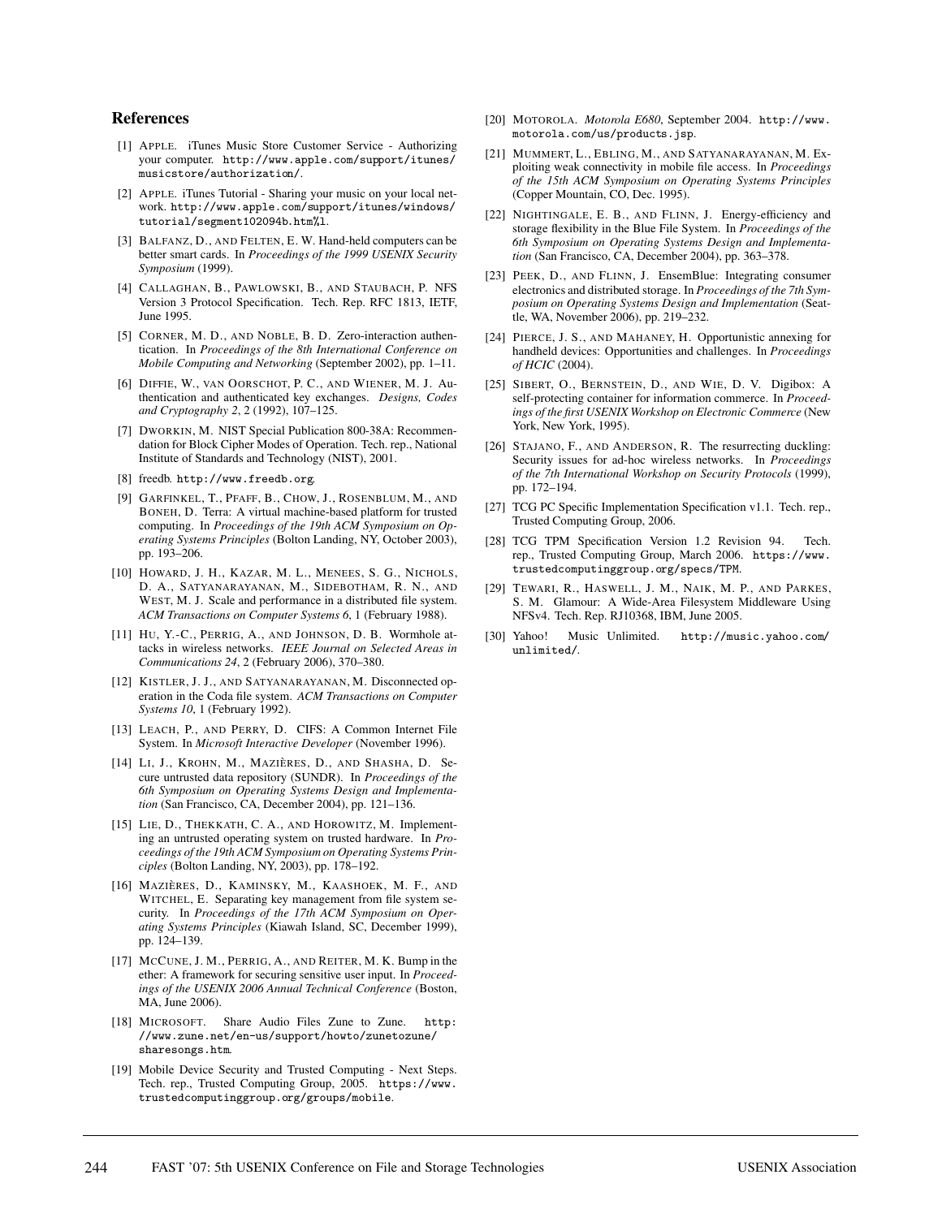## References

[1] APPLE. iTunes Music Store Customer Service - Authorizing your computer. http://www.apple.com/support/itunes/musicstore/authorization/.

[2] APPLE. iTunes Tutorial - Sharing your music on your local network. http://www.apple.com/support/itunes/windows/tutorial/segment102094b.htm%l.

[3] BALFANZ, D., AND FELTEN, E. W. Hand-held computers can be better smart cards. In *Proceedings of the 1999 USENIX Security Symposium* (1999).

[4] CALLAGHAN, B., PAWLOWSKI, B., AND STAUBACH, P. NFS Version 3 Protocol Specification. Tech. Rep. RFC 1813, IETF, June 1995.

[5] CORNER, M. D., AND NOBLE, B. D. Zero-interaction authentication. In *Proceedings of the 8th International Conference on Mobile Computing and Networking* (September 2002), pp. 1–11.

[6] DIFFIE, W., VAN OORSCHOT, P. C., AND WIENER, M. J. Authentication and authenticated key exchanges. *Designs, Codes and Cryptography 2*, 2 (1992), 107–125.

[7] DWORKIN, M. NIST Special Publication 800-38A: Recommendation for Block Cipher Modes of Operation. Tech. rep., National Institute of Standards and Technology (NIST), 2001.

[8] freedb. http://www.freedb.org.

[9] GARFINKEL, T., PFAFF, B., CHOW, J., ROSENBLUM, M., AND BONEH, D. Terra: A virtual machine-based platform for trusted computing. In *Proceedings of the 19th ACM Symposium on Operating Systems Principles* (Bolton Landing, NY, October 2003), pp. 193–206.

[10] HOWARD, J. H., KAZAR, M. L., MENEES, S. G., NICHOLS, D. A., SATYANARAYANAN, M., SIDEBOTHAM, R. N., AND WEST, M. J. Scale and performance in a distributed file system. *ACM Transactions on Computer Systems 6*, 1 (February 1988).

[11] HU, Y.-C., PERRIG, A., AND JOHNSON, D. B. Wormhole attacks in wireless networks. *IEEE Journal on Selected Areas in Communications 24*, 2 (February 2006), 370–380.

[12] KISTLER, J. J., AND SATYANARAYANAN, M. Disconnected operation in the Coda file system. *ACM Transactions on Computer Systems 10*, 1 (February 1992).

[13] LEACH, P., AND PERRY, D. CIFS: A Common Internet File System. In *Microsoft Interactive Developer* (November 1996).

[14] LI, J., KROHN, M., MAZIÈRES, D., AND SHASHA, D. Secure untrusted data repository (SUNDR). In *Proceedings of the 6th Symposium on Operating Systems Design and Implementation* (San Francisco, CA, December 2004), pp. 121–136.

[15] LIE, D., THEKKATH, C. A., AND HOROWITZ, M. Implementing an untrusted operating system on trusted hardware. In *Proceedings of the 19th ACM Symposium on Operating Systems Principles* (Bolton Landing, NY, 2003), pp. 178–192.

[16] MAZIÈRES, D., KAMINSKY, M., KAASHOEK, M. F., AND WITCHEL, E. Separating key management from file system security. In *Proceedings of the 17th ACM Symposium on Operating Systems Principles* (Kiawah Island, SC, December 1999), pp. 124–139.

[17] MCCUNE, J. M., PERRIG, A., AND REITER, M. K. Bump in the ether: A framework for securing sensitive user input. In *Proceedings of the USENIX 2006 Annual Technical Conference* (Boston, MA, June 2006).

[18] MICROSOFT. Share Audio Files Zune to Zune. http://www.zune.net/en-us/support/howto/zunetozune/sharesongs.htm.

[19] Mobile Device Security and Trusted Computing - Next Steps. Tech. rep., Trusted Computing Group, 2005. https://www.trustedcomputinggroup.org/groups/mobile.

[20] MOTOROLA. *Motorola E680*, September 2004. http://www.motorola.com/us/products.jsp.

[21] MUMMERT, L., EBLING, M., AND SATYANARAYANAN, M. Exploiting weak connectivity in mobile file access. In *Proceedings of the 15th ACM Symposium on Operating Systems Principles* (Copper Mountain, CO, Dec. 1995).

[22] NIGHTINGALE, E. B., AND FLINN, J. Energy-efficiency and storage flexibility in the Blue File System. In *Proceedings of the 6th Symposium on Operating Systems Design and Implementation* (San Francisco, CA, December 2004), pp. 363–378.

[23] PEEK, D., AND FLINN, J. EnsemBlue: Integrating consumer electronics and distributed storage. In *Proceedings of the 7th Symposium on Operating Systems Design and Implementation* (Seattle, WA, November 2006), pp. 219–232.

[24] PIERCE, J. S., AND MAHANEY, H. Opportunistic annexing for handheld devices: Opportunities and challenges. In *Proceedings of HCIC* (2004).

[25] SIBERT, O., BERNSTEIN, D., AND WIE, D. V. Digibox: A self-protecting container for information commerce. In *Proceedings of the first USENIX Workshop on Electronic Commerce* (New York, New York, 1995).

[26] STAJANO, F., AND ANDERSON, R. The resurrecting duckling: Security issues for ad-hoc wireless networks. In *Proceedings of the 7th International Workshop on Security Protocols* (1999), pp. 172–194.

[27] TCG PC Specific Implementation Specification v1.1. Tech. rep., Trusted Computing Group, 2006.

[28] TCG TPM Specification Version 1.2 Revision 94. Tech. rep., Trusted Computing Group, March 2006. https://www.trustedcomputinggroup.org/specs/TPM.

[29] TEWARI, R., HASWELL, J. M., NAIK, M. P., AND PARKES, S. M. Glamour: A Wide-Area Filesystem Middleware Using NFSv4. Tech. Rep. RJ10368, IBM, June 2005.

[30] Yahoo! Music Unlimited. http://music.yahoo.com/unlimited/.